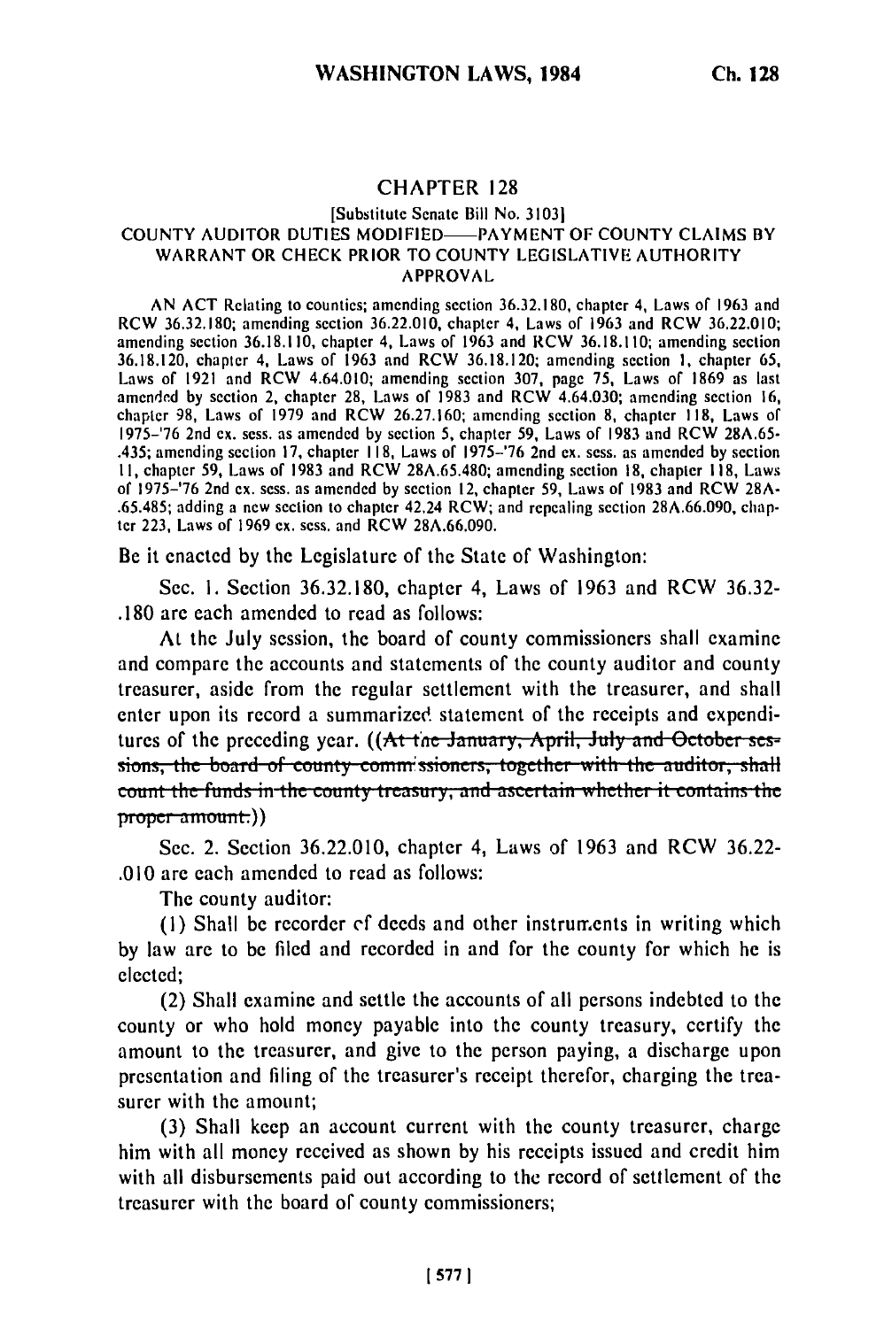# CHAPTER 128

[Substitute Senate Bill No. 3103]

## COUNTY AUDITOR DUTIES MODIFIED—PAYMENT OF COUNTY CLAIMS BY WARRANT OR CHECK PRIOR TO COUNTY LEGISLATIVE AUTHORITY APPROVAL

AN ACT Relating to counties; amending section 36.32.180, chapter 4, Laws of 1963 and RCW 36.32.180; amending section 36.22.010, chapter 4, Laws of 1963 and RCW 36.22.010; amending section 36.18.110, chapter 4, Laws of 1963 and RCW 36.18.110; amending section 36.18.120, chapter 4, Laws of 1963 and RCW 36.18.120; amending section 1, chapter 65, Laws of 1921 and RCW 4.64.010; amending section 307, page 75, Laws of 1869 as last amended by section 2, chapter 28, Laws of 1983 and RCW 4.64.030; amending section 16, chapter 98, Laws of 1979 and RCW 26.27.160; amending section 8, chapter 118, Laws of 1975-'76 2nd ex. sess. as amended by section 5, chapter 59, Laws of 1983 and RCW 28A.65-.435; amending section 17, chapter 118, Laws of 1975-'76 2nd ex. sess. as amended by section 11, chapter 59, Laws of 1983 and RCW 28A.65.480; amending section 18, chapter 118, Laws of 1975-'76 2nd ex. sess. as amended by section 12, chapter 59, Laws of 1983 and RCW 28A-.65.485; adding a new section to chapter 42.24 RCW; and repealing section 28A.66.090, chapter 223, Laws of 1969 ex. sess. and RCW 28A.66.090.

Be it enacted by the Legislature of the State of Washington:

Sec. 1. Section 36.32.180, chapter 4, Laws of 1963 and RCW 36.32-.180 are each amended to read as follows:

At the July session, the board of county commissioners shall examine and compare the accounts and statements of the county auditor and county treasurer, aside from the regular settlement with the treasurer, and shall enter upon its record a summarized statement of the receipts and expenditures of the preceding year. ((~~At the January, April, July and October sessions, the board of county commissioners, together with the auditor, shall count the funds in the county treasury, and ascertain whether it contains the proper amount.~~))

Sec. 2. Section 36.22.010, chapter 4, Laws of 1963 and RCW 36.22-.010 are each amended to read as follows:

The county auditor:

(1) Shall be recorder of deeds and other instruments in writing which by law are to be filed and recorded in and for the county for which he is elected;

(2) Shall examine and settle the accounts of all persons indebted to the county or who hold money payable into the county treasury, certify the amount to the treasurer, and give to the person paying, a discharge upon presentation and filing of the treasurer's receipt therefor, charging the treasurer with the amount;

(3) Shall keep an account current with the county treasurer, charge him with all money received as shown by his receipts issued and credit him with all disbursements paid out according to the record of settlement of the treasurer with the board of county commissioners;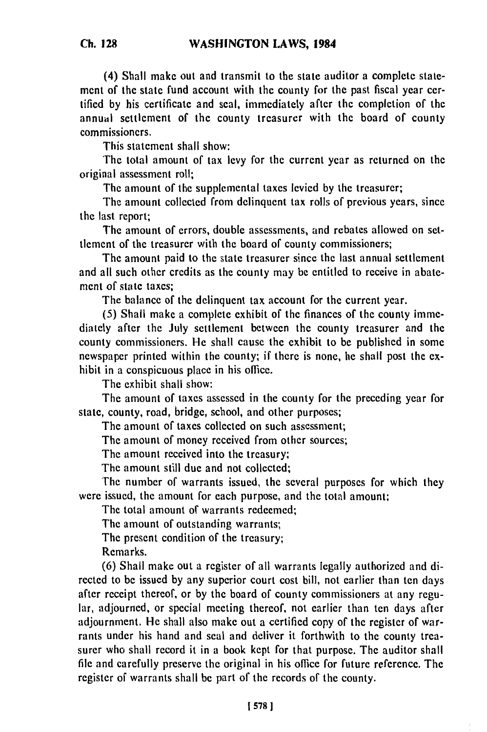(4) Shall make out and transmit to the state auditor a complete statement of the state fund account with the county for the past fiscal year certified by his certificate and seal, immediately after the completion of the annual settlement of the county treasurer with the board of county commissioners.

This statement shall show:

The total amount of tax levy for the current year as returned on the original assessment roll;

The amount of the supplemental taxes levied by the treasurer;

The amount collected from delinquent tax rolls of previous years, since the last report;

The amount of errors, double assessments, and rebates allowed on settlement of the treasurer with the board of county commissioners;

The amount paid to the state treasurer since the last annual settlement and all such other credits as the county may be entitled to receive in abatement of state taxes;

The balance of the delinquent tax account for the current year.

(5) Shall make a complete exhibit of the finances of the county immediately after the July settlement between the county treasurer and the county commissioners. He shall cause the exhibit to be published in some newspaper printed within the county; if there is none, he shall post the exhibit in a conspicuous place in his office.

The exhibit shall show:

The amount of taxes assessed in the county for the preceding year for state, county, road, bridge, school, and other purposes;

The amount of taxes collected on such assessment;

The amount of money received from other sources;

The amount received into the treasury;

The amount still due and not collected;

The number of warrants issued, the several purposes for which they were issued, the amount for each purpose, and the total amount;

The total amount of warrants redeemed;

The amount of outstanding warrants;

The present condition of the treasury;

Remarks.

(6) Shall make out a register of all warrants legally authorized and directed to be issued by any superior court cost bill, not earlier than ten days after receipt thereof, or by the board of county commissioners at any regular, adjourned, or special meeting thereof, not earlier than ten days after adjournment. He shall also make out a certified copy of the register of warrants under his hand and seal and deliver it forthwith to the county treasurer who shall record it in a book kept for that purpose. The auditor shall file and carefully preserve the original in his office for future reference. The register of warrants shall be part of the records of the county.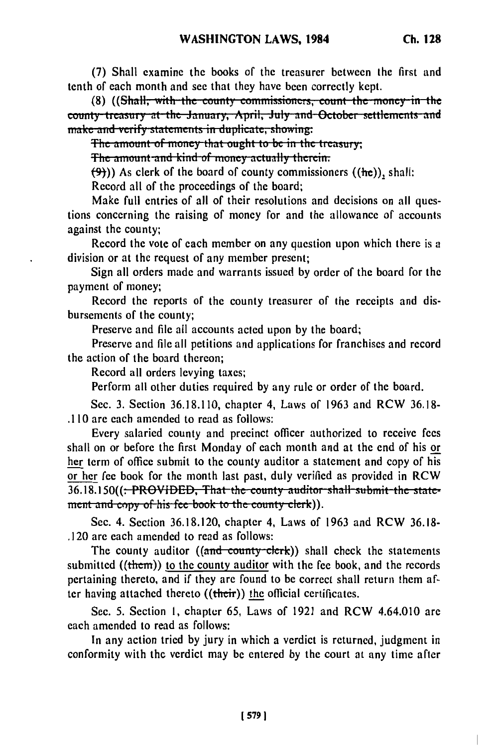(7) Shall examine the books of the treasurer between the first and tenth of each month and see that they have been correctly kept.

(8) ((~~Shall, with the county commissioners, count the money in the county treasury at the January, April, July and October settlements and make and verify statements in duplicate, showing:~~

~~The amount of money that ought to be in the treasury;~~

~~The amount and kind of money actually therein.~~

~~(9)~~)) As clerk of the board of county commissioners ((~~he~~)), shall:

Record all of the proceedings of the board;

Make full entries of all of their resolutions and decisions on all questions concerning the raising of money for and the allowance of accounts against the county;

Record the vote of each member on any question upon which there is a division or at the request of any member present;

Sign all orders made and warrants issued by order of the board for the payment of money;

Record the reports of the county treasurer of the receipts and disbursements of the county;

Preserve and file all accounts acted upon by the board;

Preserve and file all petitions and applications for franchises and record the action of the board thereon;

Record all orders levying taxes;

Perform all other duties required by any rule or order of the board.

Sec. 3. Section 36.18.110, chapter 4, Laws of 1963 and RCW 36.18-.110 are each amended to read as follows:

Every salaried county and precinct officer authorized to receive fees shall on or before the first Monday of each month and at the end of his or her term of office submit to the county auditor a statement and copy of his or her fee book for the month last past, duly verified as provided in RCW 36.18.150((~~: PROVIDED, That the county auditor shall submit the statement and copy of his fee book to the county clerk~~)).

Sec. 4. Section 36.18.120, chapter 4, Laws of 1963 and RCW 36.18-.120 are each amended to read as follows:

The county auditor ((~~and county clerk~~)) shall check the statements submitted ((~~them~~)) to the county auditor with the fee book, and the records pertaining thereto, and if they are found to be correct shall return them after having attached thereto ((~~their~~)) the official certificates.

Sec. 5. Section 1, chapter 65, Laws of 1921 and RCW 4.64.010 are each amended to read as follows:

In any action tried by jury in which a verdict is returned, judgment in conformity with the verdict may be entered by the court at any time after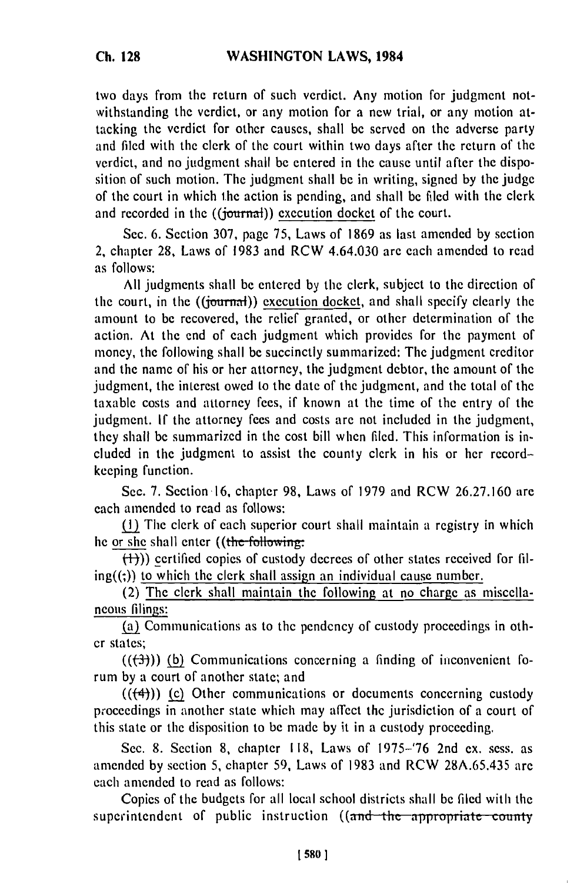two days from the return of such verdict. Any motion for judgment notwithstanding the verdict, or any motion for a new trial, or any motion attacking the verdict for other causes, shall be served on the adverse party and filed with the clerk of the court within two days after the return of the verdict, and no judgment shall be entered in the cause until after the disposition of such motion. The judgment shall be in writing, signed by the judge of the court in which the action is pending, and shall be filed with the clerk and recorded in the ((~~journal~~)) execution docket of the court.

Sec. 6. Section 307, page 75, Laws of 1869 as last amended by section 2, chapter 28, Laws of 1983 and RCW 4.64.030 are each amended to read as follows:

All judgments shall be entered by the clerk, subject to the direction of the court, in the ((~~journal~~)) execution docket, and shall specify clearly the amount to be recovered, the relief granted, or other determination of the action. At the end of each judgment which provides for the payment of money, the following shall be succinctly summarized: The judgment creditor and the name of his or her attorney, the judgment debtor, the amount of the judgment, the interest owed to the date of the judgment, and the total of the taxable costs and attorney fees, if known at the time of the entry of the judgment. If the attorney fees and costs are not included in the judgment, they shall be summarized in the cost bill when filed. This information is included in the judgment to assist the county clerk in his or her record-keeping function.

Sec. 7. Section 16, chapter 98, Laws of 1979 and RCW 26.27.160 are each amended to read as follows:

<u>(1)</u> The clerk of each superior court shall maintain a registry in which he <u>or she</u> shall enter ((~~the following:~~

~~(1)~~)) certified copies of custody decrees of other states received for filing((;)) <u>to which the clerk shall assign an individual cause number.</u>

<u>(2) The clerk shall maintain the following at no charge as miscellaneous filings:</u>

<u>(a)</u> Communications as to the pendency of custody proceedings in other states;

((~~(3)~~)) <u>(b)</u> Communications concerning a finding of inconvenient forum by a court of another state; and

((~~(4)~~)) <u>(c)</u> Other communications or documents concerning custody proceedings in another state which may affect the jurisdiction of a court of this state or the disposition to be made by it in a custody proceeding.

Sec. 8. Section 8, chapter 118, Laws of 1975-'76 2nd ex. sess. as amended by section 5, chapter 59, Laws of 1983 and RCW 28A.65.435 are each amended to read as follows:

Copies of the budgets for all local school districts shall be filed with the superintendent of public instruction ((~~and the appropriate county~~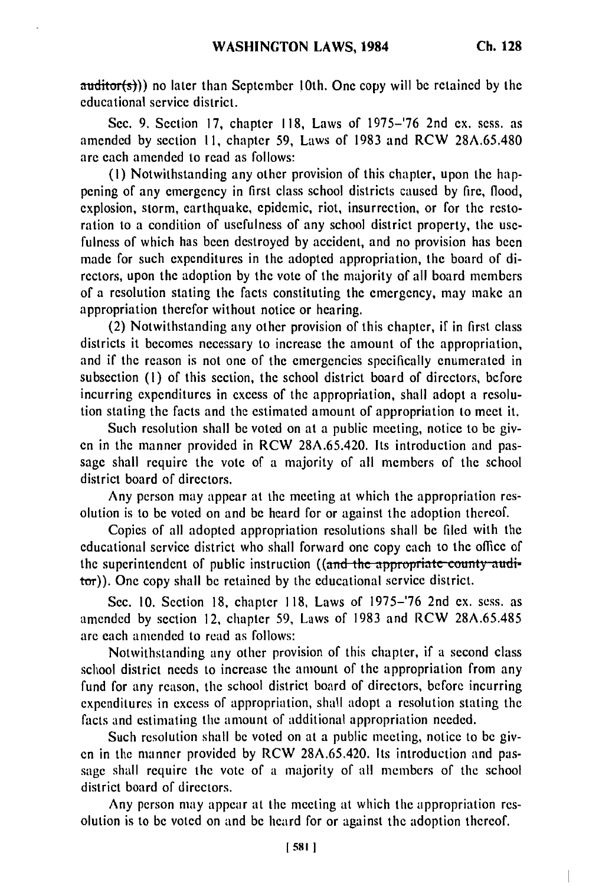~~auditor(s)~~)) no later than September 10th. One copy will be retained by the educational service district.

Sec. 9. Section 17, chapter 118, Laws of 1975-'76 2nd ex. sess. as amended by section 11, chapter 59, Laws of 1983 and RCW 28A.65.480 are each amended to read as follows:

(1) Notwithstanding any other provision of this chapter, upon the happening of any emergency in first class school districts caused by fire, flood, explosion, storm, earthquake, epidemic, riot, insurrection, or for the restoration to a condition of usefulness of any school district property, the usefulness of which has been destroyed by accident, and no provision has been made for such expenditures in the adopted appropriation, the board of directors, upon the adoption by the vote of the majority of all board members of a resolution stating the facts constituting the emergency, may make an appropriation therefor without notice or hearing.

(2) Notwithstanding any other provision of this chapter, if in first class districts it becomes necessary to increase the amount of the appropriation, and if the reason is not one of the emergencies specifically enumerated in subsection (1) of this section, the school district board of directors, before incurring expenditures in excess of the appropriation, shall adopt a resolution stating the facts and the estimated amount of appropriation to meet it.

Such resolution shall be voted on at a public meeting, notice to be given in the manner provided in RCW 28A.65.420. Its introduction and passage shall require the vote of a majority of all members of the school district board of directors.

Any person may appear at the meeting at which the appropriation resolution is to be voted on and be heard for or against the adoption thereof.

Copies of all adopted appropriation resolutions shall be filed with the educational service district who shall forward one copy each to the office of the superintendent of public instruction ((~~and the appropriate county auditor~~)). One copy shall be retained by the educational service district.

Sec. 10. Section 18, chapter 118, Laws of 1975-'76 2nd ex. sess. as amended by section 12, chapter 59, Laws of 1983 and RCW 28A.65.485 are each amended to read as follows:

Notwithstanding any other provision of this chapter, if a second class school district needs to increase the amount of the appropriation from any fund for any reason, the school district board of directors, before incurring expenditures in excess of appropriation, shall adopt a resolution stating the facts and estimating the amount of additional appropriation needed.

Such resolution shall be voted on at a public meeting, notice to be given in the manner provided by RCW 28A.65.420. Its introduction and passage shall require the vote of a majority of all members of the school district board of directors.

Any person may appear at the meeting at which the appropriation resolution is to be voted on and be heard for or against the adoption thereof.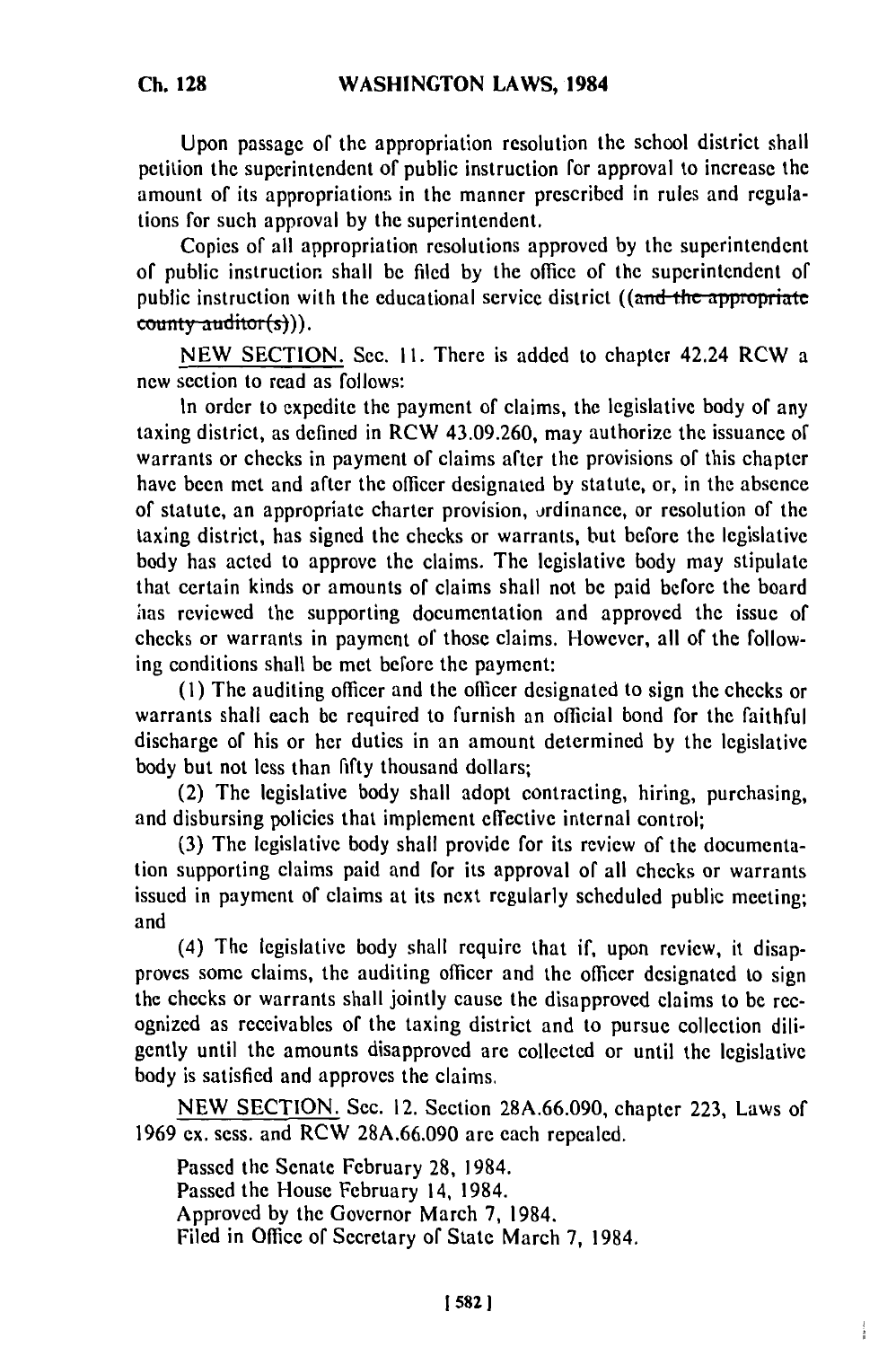Upon passage of the appropriation resolution the school district shall petition the superintendent of public instruction for approval to increase the amount of its appropriations in the manner prescribed in rules and regulations for such approval by the superintendent.

Copies of all appropriation resolutions approved by the superintendent of public instruction shall be filed by the office of the superintendent of public instruction with the educational service district ((~~and the appropriate county auditor(s)~~)).

NEW SECTION. Sec. 11. There is added to chapter 42.24 RCW a new section to read as follows:

In order to expedite the payment of claims, the legislative body of any taxing district, as defined in RCW 43.09.260, may authorize the issuance of warrants or checks in payment of claims after the provisions of this chapter have been met and after the officer designated by statute, or, in the absence of statute, an appropriate charter provision, ordinance, or resolution of the taxing district, has signed the checks or warrants, but before the legislative body has acted to approve the claims. The legislative body may stipulate that certain kinds or amounts of claims shall not be paid before the board has reviewed the supporting documentation and approved the issue of checks or warrants in payment of those claims. However, all of the following conditions shall be met before the payment:

(1) The auditing officer and the officer designated to sign the checks or warrants shall each be required to furnish an official bond for the faithful discharge of his or her duties in an amount determined by the legislative body but not less than fifty thousand dollars;

(2) The legislative body shall adopt contracting, hiring, purchasing, and disbursing policies that implement effective internal control;

(3) The legislative body shall provide for its review of the documentation supporting claims paid and for its approval of all checks or warrants issued in payment of claims at its next regularly scheduled public meeting; and

(4) The legislative body shall require that if, upon review, it disapproves some claims, the auditing officer and the officer designated to sign the checks or warrants shall jointly cause the disapproved claims to be recognized as receivables of the taxing district and to pursue collection diligently until the amounts disapproved are collected or until the legislative body is satisfied and approves the claims.

NEW SECTION. Sec. 12. Section 28A.66.090, chapter 223, Laws of 1969 ex. sess. and RCW 28A.66.090 are each repealed.

Passed the Senate February 28, 1984.
Passed the House February 14, 1984.
Approved by the Governor March 7, 1984.
Filed in Office of Secretary of State March 7, 1984.